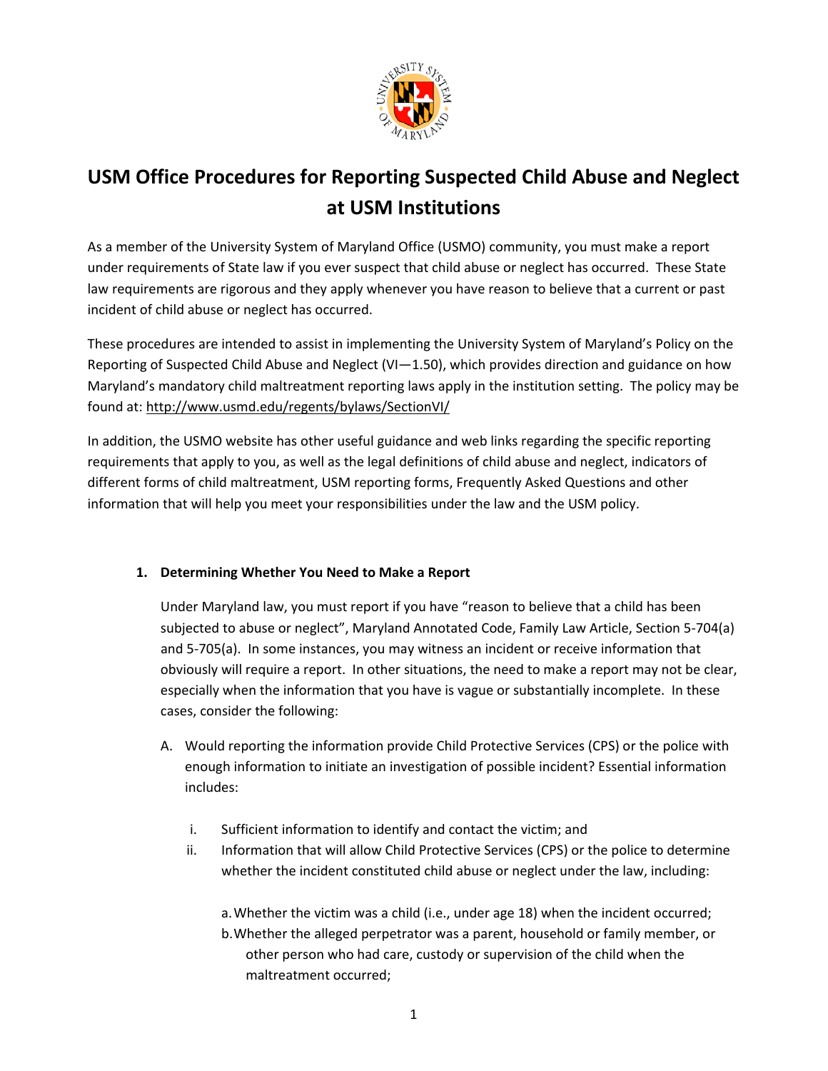# USM Office Procedures for Reporting Suspected Child Abuse and Neglect at USM Institutions

As a member of the University System of Maryland Office (USMO) community, you must make a report under requirements of State law if you ever suspect that child abuse or neglect has occurred. These State law requirements are rigorous and they apply whenever you have reason to believe that a current or past incident of child abuse or neglect has occurred.

These procedures are intended to assist in implementing the University System of Maryland's Policy on the Reporting of Suspected Child Abuse and Neglect (VI—1.50), which provides direction and guidance on how Maryland's mandatory child maltreatment reporting laws apply in the institution setting. The policy may be found at: http://www.usmd.edu/regents/bylaws/SectionVI/

In addition, the USMO website has other useful guidance and web links regarding the specific reporting requirements that apply to you, as well as the legal definitions of child abuse and neglect, indicators of different forms of child maltreatment, USM reporting forms, Frequently Asked Questions and other information that will help you meet your responsibilities under the law and the USM policy.

## 1. Determining Whether You Need to Make a Report

Under Maryland law, you must report if you have "reason to believe that a child has been subjected to abuse or neglect", Maryland Annotated Code, Family Law Article, Section 5-704(a) and 5-705(a). In some instances, you may witness an incident or receive information that obviously will require a report. In other situations, the need to make a report may not be clear, especially when the information that you have is vague or substantially incomplete. In these cases, consider the following:

A. Would reporting the information provide Child Protective Services (CPS) or the police with enough information to initiate an investigation of possible incident? Essential information includes:

  i. Sufficient information to identify and contact the victim; and

  ii. Information that will allow Child Protective Services (CPS) or the police to determine whether the incident constituted child abuse or neglect under the law, including:

    a. Whether the victim was a child (i.e., under age 18) when the incident occurred;

    b. Whether the alleged perpetrator was a parent, household or family member, or other person who had care, custody or supervision of the child when the maltreatment occurred;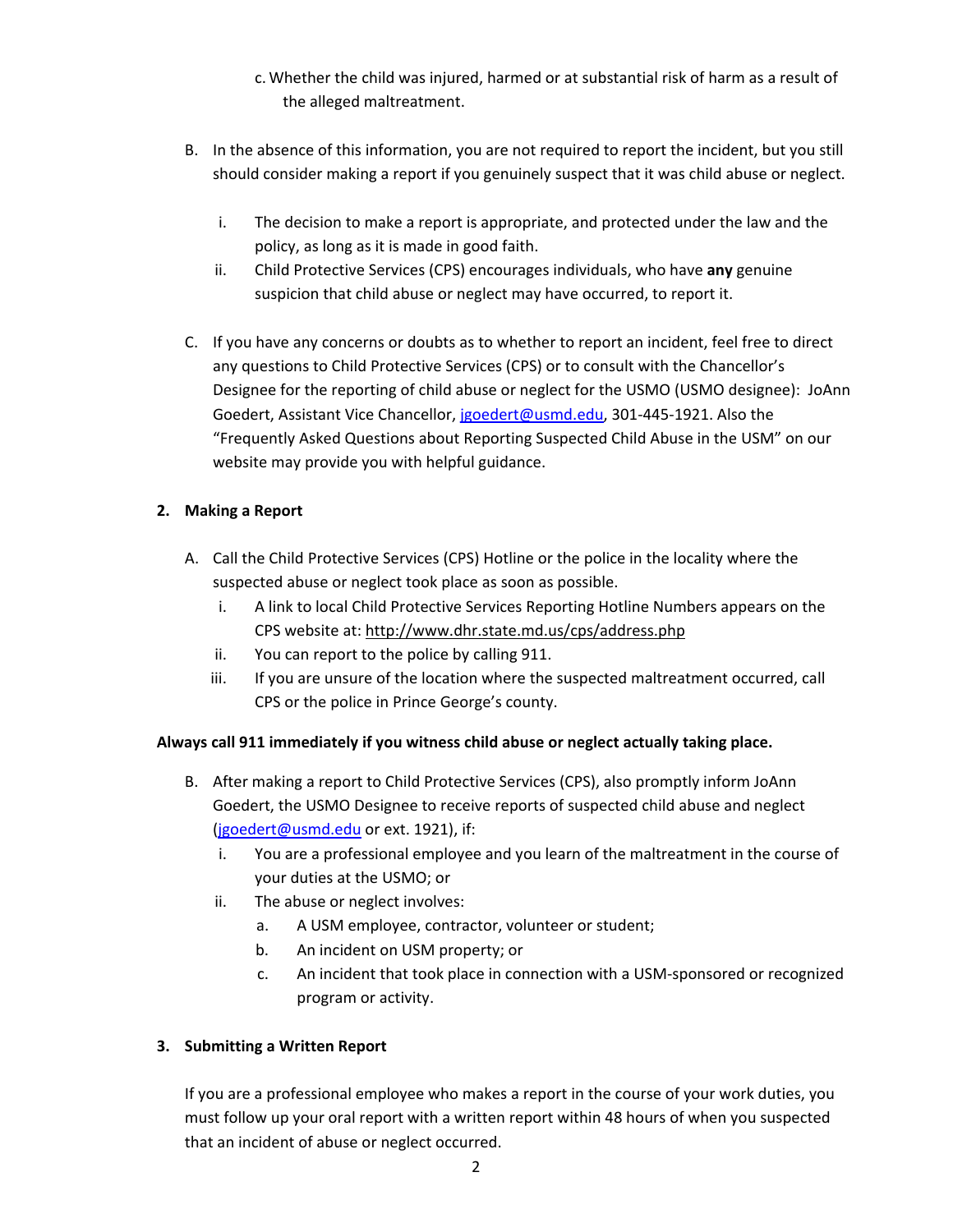c. Whether the child was injured, harmed or at substantial risk of harm as a result of the alleged maltreatment.

B. In the absence of this information, you are not required to report the incident, but you still should consider making a report if you genuinely suspect that it was child abuse or neglect.

   i. The decision to make a report is appropriate, and protected under the law and the policy, as long as it is made in good faith.
   ii. Child Protective Services (CPS) encourages individuals, who have **any** genuine suspicion that child abuse or neglect may have occurred, to report it.

C. If you have any concerns or doubts as to whether to report an incident, feel free to direct any questions to Child Protective Services (CPS) or to consult with the Chancellor's Designee for the reporting of child abuse or neglect for the USMO (USMO designee): JoAnn Goedert, Assistant Vice Chancellor, jgoedert@usmd.edu, 301-445-1921. Also the "Frequently Asked Questions about Reporting Suspected Child Abuse in the USM" on our website may provide you with helpful guidance.

**2. Making a Report**

A. Call the Child Protective Services (CPS) Hotline or the police in the locality where the suspected abuse or neglect took place as soon as possible.
   i. A link to local Child Protective Services Reporting Hotline Numbers appears on the CPS website at: http://www.dhr.state.md.us/cps/address.php
   ii. You can report to the police by calling 911.
   iii. If you are unsure of the location where the suspected maltreatment occurred, call CPS or the police in Prince George's county.

**Always call 911 immediately if you witness child abuse or neglect actually taking place.**

B. After making a report to Child Protective Services (CPS), also promptly inform JoAnn Goedert, the USMO Designee to receive reports of suspected child abuse and neglect (jgoedert@usmd.edu or ext. 1921), if:
   i. You are a professional employee and you learn of the maltreatment in the course of your duties at the USMO; or
   ii. The abuse or neglect involves:
      a. A USM employee, contractor, volunteer or student;
      b. An incident on USM property; or
      c. An incident that took place in connection with a USM-sponsored or recognized program or activity.

**3. Submitting a Written Report**

If you are a professional employee who makes a report in the course of your work duties, you must follow up your oral report with a written report within 48 hours of when you suspected that an incident of abuse or neglect occurred.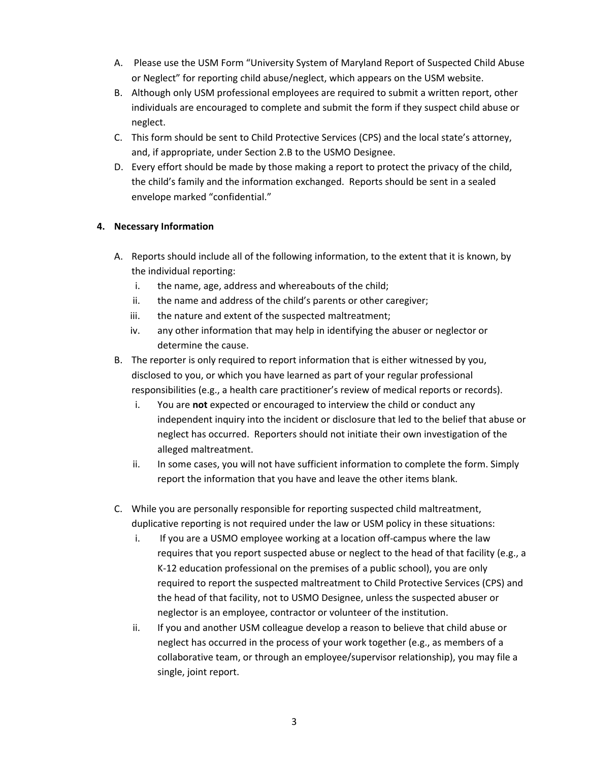A. Please use the USM Form "University System of Maryland Report of Suspected Child Abuse or Neglect" for reporting child abuse/neglect, which appears on the USM website.

B. Although only USM professional employees are required to submit a written report, other individuals are encouraged to complete and submit the form if they suspect child abuse or neglect.

C. This form should be sent to Child Protective Services (CPS) and the local state's attorney, and, if appropriate, under Section 2.B to the USMO Designee.

D. Every effort should be made by those making a report to protect the privacy of the child, the child's family and the information exchanged. Reports should be sent in a sealed envelope marked "confidential."

**4. Necessary Information**

A. Reports should include all of the following information, to the extent that it is known, by the individual reporting:

   i. the name, age, address and whereabouts of the child;
   ii. the name and address of the child's parents or other caregiver;
   iii. the nature and extent of the suspected maltreatment;
   iv. any other information that may help in identifying the abuser or neglector or determine the cause.

B. The reporter is only required to report information that is either witnessed by you, disclosed to you, or which you have learned as part of your regular professional responsibilities (e.g., a health care practitioner's review of medical reports or records).

   i. You are **not** expected or encouraged to interview the child or conduct any independent inquiry into the incident or disclosure that led to the belief that abuse or neglect has occurred. Reporters should not initiate their own investigation of the alleged maltreatment.
   ii. In some cases, you will not have sufficient information to complete the form. Simply report the information that you have and leave the other items blank.

C. While you are personally responsible for reporting suspected child maltreatment, duplicative reporting is not required under the law or USM policy in these situations:

   i. If you are a USMO employee working at a location off-campus where the law requires that you report suspected abuse or neglect to the head of that facility (e.g., a K-12 education professional on the premises of a public school), you are only required to report the suspected maltreatment to Child Protective Services (CPS) and the head of that facility, not to USMO Designee, unless the suspected abuser or neglector is an employee, contractor or volunteer of the institution.
   ii. If you and another USM colleague develop a reason to believe that child abuse or neglect has occurred in the process of your work together (e.g., as members of a collaborative team, or through an employee/supervisor relationship), you may file a single, joint report.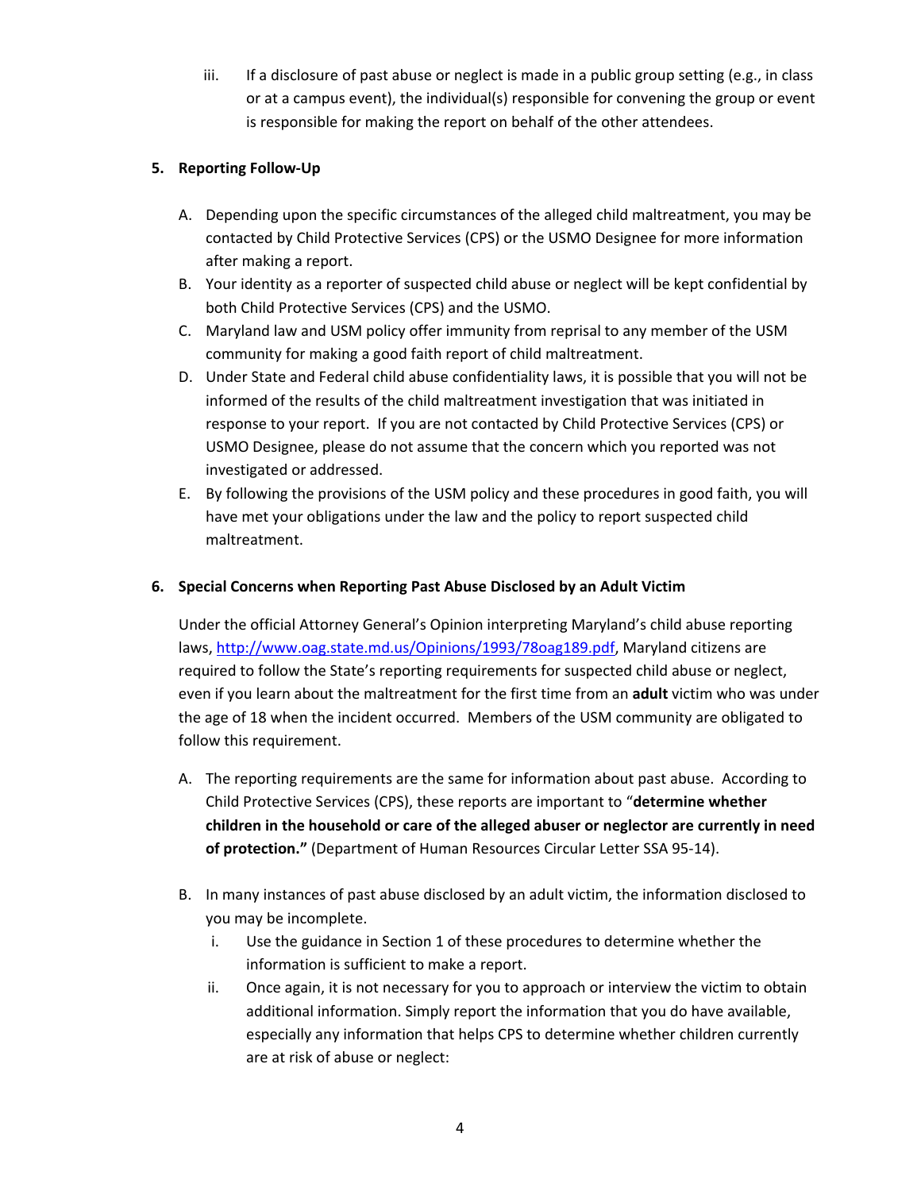iii. If a disclosure of past abuse or neglect is made in a public group setting (e.g., in class or at a campus event), the individual(s) responsible for convening the group or event is responsible for making the report on behalf of the other attendees.

## 5. Reporting Follow-Up

A. Depending upon the specific circumstances of the alleged child maltreatment, you may be contacted by Child Protective Services (CPS) or the USMO Designee for more information after making a report.

B. Your identity as a reporter of suspected child abuse or neglect will be kept confidential by both Child Protective Services (CPS) and the USMO.

C. Maryland law and USM policy offer immunity from reprisal to any member of the USM community for making a good faith report of child maltreatment.

D. Under State and Federal child abuse confidentiality laws, it is possible that you will not be informed of the results of the child maltreatment investigation that was initiated in response to your report. If you are not contacted by Child Protective Services (CPS) or USMO Designee, please do not assume that the concern which you reported was not investigated or addressed.

E. By following the provisions of the USM policy and these procedures in good faith, you will have met your obligations under the law and the policy to report suspected child maltreatment.

## 6. Special Concerns when Reporting Past Abuse Disclosed by an Adult Victim

Under the official Attorney General's Opinion interpreting Maryland's child abuse reporting laws, http://www.oag.state.md.us/Opinions/1993/78oag189.pdf, Maryland citizens are required to follow the State's reporting requirements for suspected child abuse or neglect, even if you learn about the maltreatment for the first time from an **adult** victim who was under the age of 18 when the incident occurred. Members of the USM community are obligated to follow this requirement.

A. The reporting requirements are the same for information about past abuse. According to Child Protective Services (CPS), these reports are important to "**determine whether children in the household or care of the alleged abuser or neglector are currently in need of protection.**" (Department of Human Resources Circular Letter SSA 95-14).

B. In many instances of past abuse disclosed by an adult victim, the information disclosed to you may be incomplete.

   i. Use the guidance in Section 1 of these procedures to determine whether the information is sufficient to make a report.

   ii. Once again, it is not necessary for you to approach or interview the victim to obtain additional information. Simply report the information that you do have available, especially any information that helps CPS to determine whether children currently are at risk of abuse or neglect: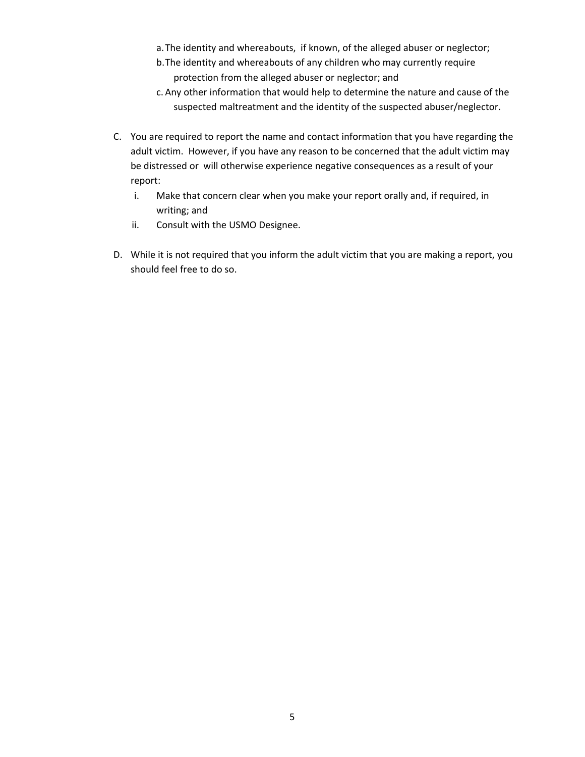a. The identity and whereabouts, if known, of the alleged abuser or neglector;
   b. The identity and whereabouts of any children who may currently require protection from the alleged abuser or neglector; and
   c. Any other information that would help to determine the nature and cause of the suspected maltreatment and the identity of the suspected abuser/neglector.

C. You are required to report the name and contact information that you have regarding the adult victim. However, if you have any reason to be concerned that the adult victim may be distressed or will otherwise experience negative consequences as a result of your report:
   i. Make that concern clear when you make your report orally and, if required, in writing; and
   ii. Consult with the USMO Designee.

D. While it is not required that you inform the adult victim that you are making a report, you should feel free to do so.